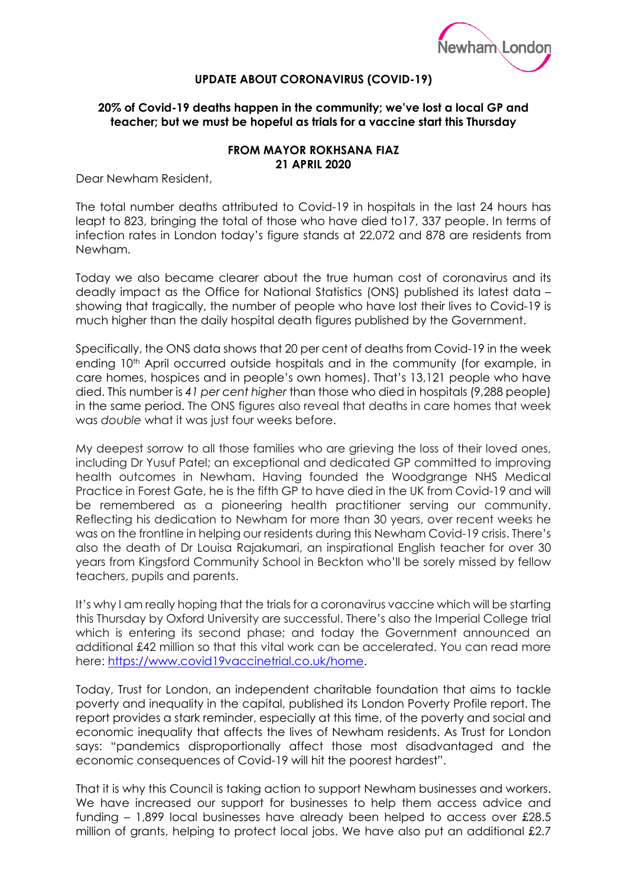Newham London

## UPDATE ABOUT CORONAVIRUS (COVID-19)

### 20% of Covid-19 deaths happen in the community; we've lost a local GP and teacher; but we must be hopeful as trials for a vaccine start this Thursday

**FROM MAYOR ROKHSANA FIAZ**
**21 APRIL 2020**

Dear Newham Resident,

The total number deaths attributed to Covid-19 in hospitals in the last 24 hours has leapt to 823, bringing the total of those who have died to17, 337 people. In terms of infection rates in London today's figure stands at 22,072 and 878 are residents from Newham.

Today we also became clearer about the true human cost of coronavirus and its deadly impact as the Office for National Statistics (ONS) published its latest data – showing that tragically, the number of people who have lost their lives to Covid-19 is much higher than the daily hospital death figures published by the Government.

Specifically, the ONS data shows that 20 per cent of deaths from Covid-19 in the week ending 10th April occurred outside hospitals and in the community (for example, in care homes, hospices and in people's own homes). That's 13,121 people who have died. This number is *41 per cent higher* than those who died in hospitals (9,288 people) in the same period. The ONS figures also reveal that deaths in care homes that week was *double* what it was just four weeks before.

My deepest sorrow to all those families who are grieving the loss of their loved ones, including Dr Yusuf Patel; an exceptional and dedicated GP committed to improving health outcomes in Newham. Having founded the Woodgrange NHS Medical Practice in Forest Gate, he is the fifth GP to have died in the UK from Covid-19 and will be remembered as a pioneering health practitioner serving our community. Reflecting his dedication to Newham for more than 30 years, over recent weeks he was on the frontline in helping our residents during this Newham Covid-19 crisis. There's also the death of Dr Louisa Rajakumari, an inspirational English teacher for over 30 years from Kingsford Community School in Beckton who'll be sorely missed by fellow teachers, pupils and parents.

It's why I am really hoping that the trials for a coronavirus vaccine which will be starting this Thursday by Oxford University are successful. There's also the Imperial College trial which is entering its second phase; and today the Government announced an additional £42 million so that this vital work can be accelerated. You can read more here: [https://www.covid19vaccinetrial.co.uk/home](https://www.covid19vaccinetrial.co.uk/home).

Today, Trust for London, an independent charitable foundation that aims to tackle poverty and inequality in the capital, published its London Poverty Profile report. The report provides a stark reminder, especially at this time, of the poverty and social and economic inequality that affects the lives of Newham residents. As Trust for London says: "pandemics disproportionally affect those most disadvantaged and the economic consequences of Covid-19 will hit the poorest hardest".

That it is why this Council is taking action to support Newham businesses and workers. We have increased our support for businesses to help them access advice and funding – 1,899 local businesses have already been helped to access over £28.5 million of grants, helping to protect local jobs. We have also put an additional £2.7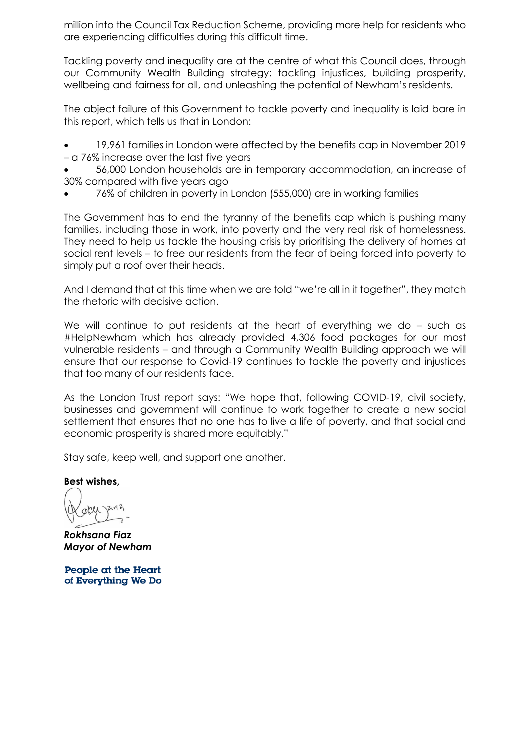million into the Council Tax Reduction Scheme, providing more help for residents who are experiencing difficulties during this difficult time.

Tackling poverty and inequality are at the centre of what this Council does, through our Community Wealth Building strategy: tackling injustices, building prosperity, wellbeing and fairness for all, and unleashing the potential of Newham's residents.

The abject failure of this Government to tackle poverty and inequality is laid bare in this report, which tells us that in London:

- 19,961 families in London were affected by the benefits cap in November 2019 – a 76% increase over the last five years
- 56,000 London households are in temporary accommodation, an increase of 30% compared with five years ago
- 76% of children in poverty in London (555,000) are in working families

The Government has to end the tyranny of the benefits cap which is pushing many families, including those in work, into poverty and the very real risk of homelessness. They need to help us tackle the housing crisis by prioritising the delivery of homes at social rent levels – to free our residents from the fear of being forced into poverty to simply put a roof over their heads.

And I demand that at this time when we are told "we're all in it together", they match the rhetoric with decisive action.

We will continue to put residents at the heart of everything we do – such as #HelpNewham which has already provided 4,306 food packages for our most vulnerable residents – and through a Community Wealth Building approach we will ensure that our response to Covid-19 continues to tackle the poverty and injustices that too many of our residents face.

As the London Trust report says: "We hope that, following COVID-19, civil society, businesses and government will continue to work together to create a new social settlement that ensures that no one has to live a life of poverty, and that social and economic prosperity is shared more equitably."

Stay safe, keep well, and support one another.

**Best wishes,**

***Rokhsana Fiaz***
***Mayor of Newham***

**People at the Heart of Everything We Do**